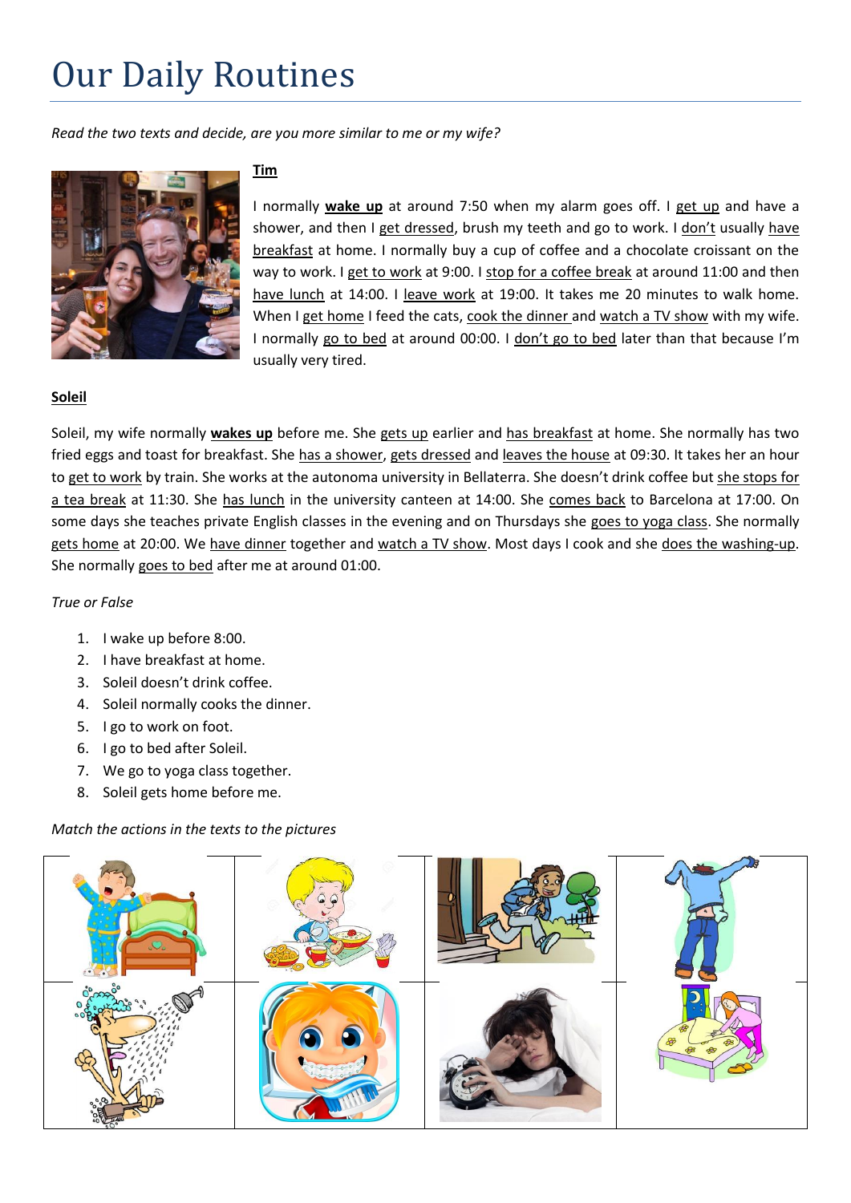# Our Daily Routines

*Read the two texts and decide, are you more similar to me or my wife?*

**Tim**

I normally **wake up** at around 7:50 when my alarm goes off. I get up and have a shower, and then I get dressed, brush my teeth and go to work. I don't usually have breakfast at home. I normally buy a cup of coffee and a chocolate croissant on the way to work. I get to work at 9:00. I stop for a coffee break at around 11:00 and then have lunch at 14:00. I leave work at 19:00. It takes me 20 minutes to walk home. When I get home I feed the cats, cook the dinner and watch a TV show with my wife. I normally go to bed at around 00:00. I don't go to bed later than that because I'm usually very tired.

**Soleil**

Soleil, my wife normally **wakes up** before me. She gets up earlier and has breakfast at home. She normally has two fried eggs and toast for breakfast. She has a shower, gets dressed and leaves the house at 09:30. It takes her an hour to get to work by train. She works at the autonoma university in Bellaterra. She doesn't drink coffee but she stops for a tea break at 11:30. She has lunch in the university canteen at 14:00. She comes back to Barcelona at 17:00. On some days she teaches private English classes in the evening and on Thursdays she goes to yoga class. She normally gets home at 20:00. We have dinner together and watch a TV show. Most days I cook and she does the washing-up. She normally goes to bed after me at around 01:00.

*True or False*

1. I wake up before 8:00.
2. I have breakfast at home.
3. Soleil doesn't drink coffee.
4. Soleil normally cooks the dinner.
5. I go to work on foot.
6. I go to bed after Soleil.
7. We go to yoga class together.
8. Soleil gets home before me.

*Match the actions in the texts to the pictures*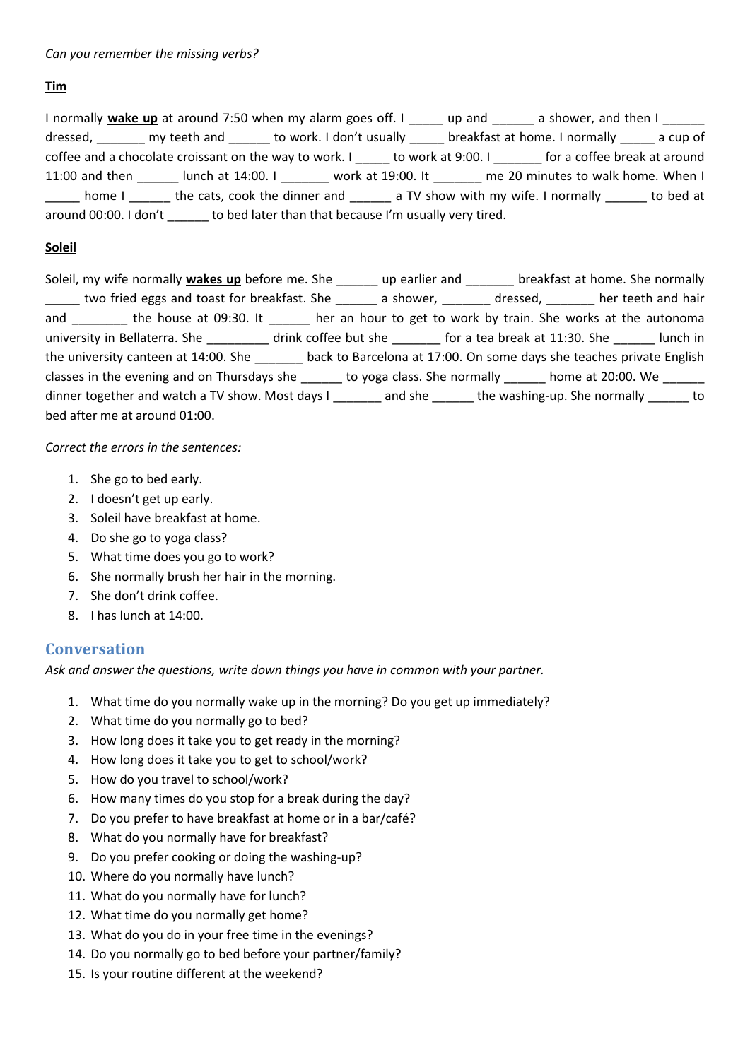*Can you remember the missing verbs?*

**Tim**

I normally **wake up** at around 7:50 when my alarm goes off. I _____ up and ______ a shower, and then I ______ dressed, _______ my teeth and ______ to work. I don't usually _____ breakfast at home. I normally _____ a cup of coffee and a chocolate croissant on the way to work. I _____ to work at 9:00. I _______ for a coffee break at around 11:00 and then ______ lunch at 14:00. I _______ work at 19:00. It _______ me 20 minutes to walk home. When I _____ home I ______ the cats, cook the dinner and ______ a TV show with my wife. I normally ______ to bed at around 00:00. I don't ______ to bed later than that because I'm usually very tired.

**Soleil**

Soleil, my wife normally **wakes up** before me. She ______ up earlier and _______ breakfast at home. She normally _____ two fried eggs and toast for breakfast. She ______ a shower, _______ dressed, _______ her teeth and hair and ________ the house at 09:30. It ______ her an hour to get to work by train. She works at the autonoma university in Bellaterra. She _________ drink coffee but she _______ for a tea break at 11:30. She ______ lunch in the university canteen at 14:00. She _______ back to Barcelona at 17:00. On some days she teaches private English classes in the evening and on Thursdays she ______ to yoga class. She normally ______ home at 20:00. We ______ dinner together and watch a TV show. Most days I _______ and she ______ the washing-up. She normally ______ to bed after me at around 01:00.

*Correct the errors in the sentences:*

1. She go to bed early.
2. I doesn't get up early.
3. Soleil have breakfast at home.
4. Do she go to yoga class?
5. What time does you go to work?
6. She normally brush her hair in the morning.
7. She don't drink coffee.
8. I has lunch at 14:00.

## Conversation

*Ask and answer the questions, write down things you have in common with your partner.*

1. What time do you normally wake up in the morning? Do you get up immediately?
2. What time do you normally go to bed?
3. How long does it take you to get ready in the morning?
4. How long does it take you to get to school/work?
5. How do you travel to school/work?
6. How many times do you stop for a break during the day?
7. Do you prefer to have breakfast at home or in a bar/café?
8. What do you normally have for breakfast?
9. Do you prefer cooking or doing the washing-up?
10. Where do you normally have lunch?
11. What do you normally have for lunch?
12. What time do you normally get home?
13. What do you do in your free time in the evenings?
14. Do you normally go to bed before your partner/family?
15. Is your routine different at the weekend?